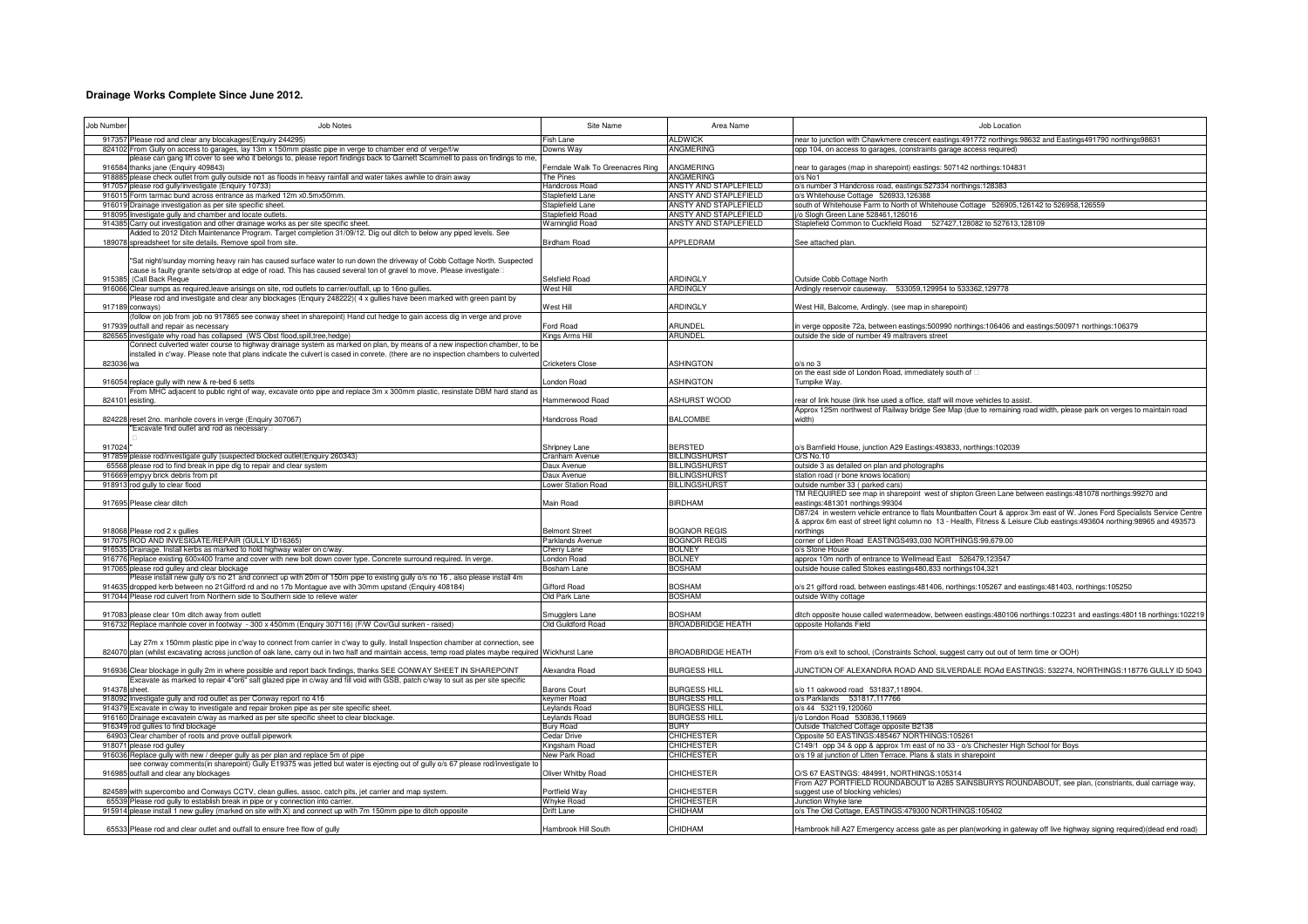# Drainage Works Complete Since June 2012.

| Job Number | Job Notes | Site Name | Area Name | Job Location |
|---|---|---|---|---|
| 917357 | Please rod and clear any blockages(Enquiry 244295) | Fish Lane | ALDWICK | near to junction with Chawkmere crescent eastings:491772 northings:98632 and Eastings491790 northings98631 |
| 824102 | From Gully on access to garages, lay 13m x 150mm plastic pipe in verge to chamber end of verge/f/w | Downs Way | ANGMERING | opp 104, on access to garages, (constraints garage access required) |
| 916584 | please can gang lift cover to see who it belongs to, please report findings back to Garnett Scammell to pass on findings to me, thanks jane (Enquiry 409843) | Ferndale Walk To Greenacres Ring | ANGMERING | near to garages (map in sharepoint) eastings: 507142 northings:104831 |
| 918885 | please check outlet from gully outside no1 as floods in heavy rainfall and water takes awhile to drain away | The Pines | ANGMERING | o/s No1 |
| 917057 | please rod gully/investigate (Enquiry 10733) | Handcross Road | ANSTY AND STAPLEFIELD | o/s number 3 Handcross road, eastings:527334 northings:128383 |
| 916015 | Form tarmac bund across entrance as marked 12m x0.5mx50mm. | Staplefield Lane | ANSTY AND STAPLEFIELD | o/s Whitehouse Cottage 526933,126388 |
| 916019 | Drainage investigation as per site specific sheet. | Staplefield Lane | ANSTY AND STAPLEFIELD | south of Whitehouse Farm to North of Whitehouse Cottage 526905,126142 to 526958,126559 |
| 918095 | Investigate gully and chamber and locate outlets. | Staplefield Road | ANSTY AND STAPLEFIELD | j/o Slogh Green Lane 528461,126016 |
| 914385 | Carry out investigation and other drainage works as per site specific sheet. | Warninglid Road | ANSTY AND STAPLEFIELD | Staplefield Common to Cuckfield Road 527427,128082 to 527613,128109 |
| 189078 | Added to 2012 Ditch Maintenance Program. Target completion 31/09/12. Dig out ditch to below any piped levels. See spreadsheet for site details. Remove spoil from site. | Birdham Road | APPLEDRAM | See attached plan. |
| 915385 | "Sat night/sunday morning heavy rain has caused surface water to run down the driveway of Cobb Cottage North. Suspected cause is faulty granite sets/drop at edge of road. This has caused several ton of gravel to move. Please investigate (Call Back Reque | Selsfield Road | ARDINGLY | Outside Cobb Cottage North |
| 916066 | Clear sumps as required,leave arisings on site, rod outlets to carrier/outfall, up to 16no gullies. | West Hill | ARDINGLY | Ardingly reservoir causeway. 533059,129954 to 533362,129778 |
| 917189 | Please rod and investigate and clear any blockages (Enquiry 248222)( 4 x gullies have been marked with green paint by conways) | West Hill | ARDINGLY | West Hill, Balcome, Ardingly. (see map in sharepoint) |
| 917939 | (follow on job from job no 917865 see conway sheet in sharepoint) Hand cut hedge to gain access dig in verge and prove outfall and repair as necessary | Ford Road | ARUNDEL | in verge opposite 72a, between eastings:500990 northings:106406 and eastings:500971 northings:106379 |
| 826565 | investigate why road has collapsed (WS Obst flood,spill,tree,hedge) | Kings Arms Hill | ARUNDEL | outside the side of number 49 maltravers street |
| 823036 | Connect culverted water course to highway drainage system as marked on plan, by means of a new inspection chamber, to be installed in c'way. Please note that plans indicate the culvert is cased in conrete. (there are no inspection chambers to culverted wa | Cricketers Close | ASHINGTON | o/s no 3 |
| 916054 | replace gully with new & re-bed 6 setts | London Road | ASHINGTON | on the east side of London Road, immediately south of Turnpike Way. |
| 824101 | From MHC adjacent to public right of way, excavate onto pipe and replace 3m x 300mm plastic, resinstate DBM hard stand as esisting. | Hammerwood Road | ASHURST WOOD | rear of link house (link hse used a office, staff will move vehicles to assist. |
| 824228 | reset 2no. manhole covers in verge (Enquiry 307067) | Handcross Road | BALCOMBE | Approx 125m northwest of Railway bridge See Map (due to remaining road width, please park on verges to maintain road width) |
| 917024 | "Excavate find outlet and rod as necessary " | Shripney Lane | BERSTED | o/s Bamfield House, junction A29 Eastings:493833, northings:102039 |
| 917859 | please rod/investigate gully (suspected blocked outlet(Enquiry 260343) | Cranham Avenue | BILLINGSHURST | O/S No.10 |
| 65568 | please rod to find break in pipe dig to repair and clear system | Daux Avenue | BILLINGSHURST | outside 3 as detailed on plan and photographs |
| 916669 | empyy brick debris from pit | Daux Avenue | BILLINGSHURST | station road (r bone knows location) |
| 918913 | rod gully to clear flood | Lower Station Road | BILLINGSHURST | outside number 33 ( parked cars) |
| 917695 | Please clear ditch | Main Road | BIRDHAM | TM REQUIRED see map in sharepoint west of shipton Green Lane between eastings:481078 northings:99270 and eastings:481301 northings:99304 |
| 918068 | Please rod 2 x gullies | Belmont Street | BOGNOR REGIS | D87/24 in western vehicle entrance to flats Mountbatten Court & approx 3m east of W. Jones Ford Specialists Service Centre & approx 6m east of street light column no 13 - Health, Fitness & Leisure Club eastings:493604 northing:98965 and 493573 northings |
| 917075 | ROD AND INVESIGATE/REPAIR (GULLY ID16365) | Parklands Avenue | BOGNOR REGIS | corner of Liden Road EASTINGS493,030 NORTHINGS:99,679.00 |
| 916535 | Drainage. Install kerbs as marked to hold highway water on c/way. | Cherry Lane | BOLNEY | o/s Stone House |
| 916776 | Replace existing 600x400 frame and cover with new bolt down cover type. Concrete surround required. In verge. | London Road | BOLNEY | approx 10m north of entrance to Wellmead East 526479,123547 |
| 917065 | please rod gulley and clear blockage | Bosham Lane | BOSHAM | outside house called Stokes eastings480,833 northings104,321 |
| 914635 | Please install new gully o/s no 21 and connect up with 20m of 150m pipe to existing gully o/s no 16 , also please install 4m dropped kerb between no 21Gilford rd and no 17b Montague ave with 30mm upstand (Enquiry 408184) | Gifford Road | BOSHAM | o/s 21 gifford road, between eastings:481406, northings:105267 and eastings:481403, northings:105250 |
| 917044 | Please rod culvert from Northern side to Southern side to relieve water | Old Park Lane | BOSHAM | outside Withy cottage |
| 917083 | please clear 10m ditch away from outlet | Smugglers Lane | BOSHAM | ditch opposite house called watermeadow, between eastings:480106 northings:102231 and eastings:480118 northings:102219 |
| 916732 | Replace manhole cover in footway - 300 x 450mm (Enquiry 307116) (F/W Cov/Gul sunken - raised) | Old Guildford Road | BROADBRIDGE HEATH | opposite Hollands Field |
| 824070 | Lay 27m x 150mm plastic pipe in c'way to connect from carrier in c'way to gully. Install Inspection chamber at connection, see plan (whilst excavating across junction of oak lane, carry out in two half and maintain access, temp road plates maybe required | Wickhurst Lane | BROADBRIDGE HEATH | From o/s exit to school, (Constraints School, suggest carry out out of term time or OOH) |
| 916936 | Clear blockage in gully 2m in where possible and report back findings, thanks SEE CONWAY SHEET IN SHAREPOINT | Alexandra Road | BURGESS HILL | JUNCTION OF ALEXANDRA ROAD AND SILVERDALE ROAd EASTINGS: 532274, NORTHINGS:118776 GULLY ID 5043 |
| 914378 | Excavate as marked to repair 4"or6" salt glazed pipe in c/way and fill void with GSB, patch c/way to suit as per site specific sheet. | Barons Court | BURGESS HILL | s/o 11 oakwood road 531837,118904. |
| 918092 | Investigate gully and rod outlet as per Conway report no 416 | keymer Road | BURGESS HILL | o/s Parklands 531817,117766 |
| 914379 | Excavate in c/way to investigate and repair broken pipe as per site specific sheet. | Leylands Road | BURGESS HILL | o/s 44 532119,120060 |
| 916160 | Drainage excavatein c/way as marked as per site specific sheet to clear blockage. | Leylands Road | BURGESS HILL | j/o London Road 530836,119669 |
| 916349 | rod gullies to find blockage | Bury Road | BURY | Outside Thatched Cottage opposite B2138 |
| 64903 | Clear chamber of roots and prove outfall pipework | Cedar Drive | CHICHESTER | Opposite 50 EASTINGS:485467 NORTHINGS:105261 |
| 918071 | please rod gulley | Kingsham Road | CHICHESTER | C149/1 opp 34 & opp & approx 1m east of no 33 - o/s Chichester High School for Boys |
| 916036 | Replace gully with new / deeper gully as per plan and replace 5m of pipe | New Park Road | CHICHESTER | o/s 19 at junction of Litten Terrace. Plans & stats in sharepoint |
| 916985 | see conway comments(in sharepoint) Gully E19375 was jetted but water is ejecting out of gully o/s 67 please rod/investigate to outfall and clear any blockages | Oliver Whitby Road | CHICHESTER | O/S 67 EASTINGS: 484991, NORTHINGS:105314 |
| 824589 | with supercombo and Conways CCTV, clean gullies, assoc. catch pits, jet carrier and map system. | Portfield Way | CHICHESTER | From A27 PORTFIELD ROUNDABOUT to A285 SAINSBURYS ROUNDABOUT, see plan, (constriants, dual carriage way, suggest use of blocking vehicles) |
| 65539 | Please rod gully to establish break in pipe or y connection into carrier. | Whyke Road | CHICHESTER | Junction Whyke lane |
| 915914 | please install 1 new gulley (marked on site with X) and connect up with 7m 150mm pipe to ditch opposite | Drift Lane | CHIDHAM | o/s The Old Cottage, EASTINGS:479300 NORTHINGS:105402 |
| 65533 | Please rod and clear outlet and outfall to ensure free flow of gully | Hambrook Hill South | CHIDHAM | Hambrook hill A27 Emergency access gate as per plan(working in gateway off live highway signing required)(dead end road) |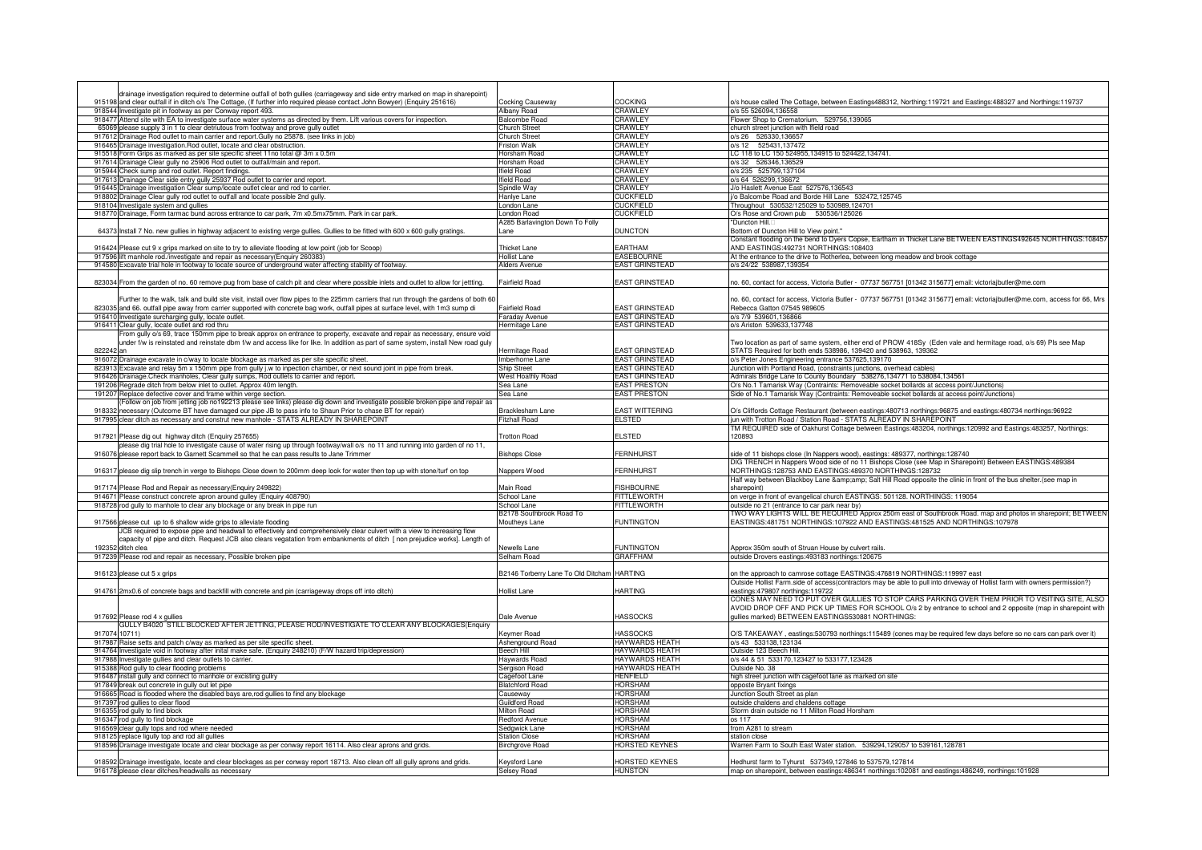| | | | | |
|---|---|---|---|---|
| 915198 | drainage investigation required to determine outfall of both gullies (carriageway and side entry marked on map in sharepoint) and clear outfall if in ditch o/s The Cottage, (If further info required please contact John Bowyer) (Enquiry 251616) | Cocking Causeway | COCKING | o/s house called The Cottage, between Eastings488312, Northing:119721 and Eastings:488327 and Northings:119737 |
| 918544 | Investigate pit in footway as per Conway report 493. | Albany Road | CRAWLEY | o/s 55 526094,136558 |
| 918477 | Attend site with EA to investigate surface water systems as directed by them. Lift various covers for inspection. | Balcombe Road | CRAWLEY | Flower Shop to Crematorium. 529756,139065 |
| 65069 | please supply 3 in 1 to clear detriutous from footway and prove gully outlet | Church Street | CRAWLEY | church street junction with Ifield road |
| 917612 | Drainage Rod outlet to main carrier and report.Gully no 25878. (see links in job) | Church Street | CRAWLEY | o/s 26 526330,136657 |
| 916465 | Drainage investigation.Rod outlet, locate and clear obstruction. | Friston Walk | CRAWLEY | o/s 12 525431,137472 |
| 915518 | Form Grips as marked as per site specific sheet 11no total @ 3m x 0.5m | Horsham Road | CRAWLEY | LC 118 to LC 150 524955,134915 to 524422,134741. |
| 917614 | Drainage Clear gully no 25906 Rod outlet to outfall/main and report. | Horsham Road | CRAWLEY | o/s 32 526346,136529 |
| 915944 | Check sump and rod outlet. Report findings. | Ifield Road | CRAWLEY | o/s 235 525799,137104 |
| 917613 | Drainage Clear side entry gully 25937 Rod outlet to carrier and report. | Ifield Road | CRAWLEY | o/s 64 526299,136672 |
| 916445 | Drainage investigation Clear sump/locate outlet clear and rod to carrier. | Spindle Way | CRAWLEY | J/o Haslett Avenue East 527576,136543 |
| 918802 | Drainage Clear gully rod outlet to outfall and locate possible 2nd gully. | Hanlye Lane | CUCKFIELD | j/o Balcombe Road and Borde Hill Lane 532472,125745 |
| 918104 | Investigate system and gullies | London Lane | CUCKFIELD | Throughout 530532/125029 to 530989,124701 |
| 918770 | Drainage, Form tarmac bund across entrance to car park, 7m x0.5mx75mm. Park in car park. | London Road | CUCKFIELD | O/s Rose and Crown pub 530536/125026 |
| 64373 | Install 7 No. new gullies in highway adjacent to existing verge gullies. Gullies to be fitted with 600 x 600 gully gratings. | A285 Barlavington Down To Folly Lane | DUNCTON | "Duncton Hill... Bottom of Duncton Hill to View point." |
| 916424 | Please cut 9 x grips marked on site to try to alleviate flooding at low point (job for Scoop) | Thicket Lane | EARTHAM | Constant flooding on the bend to Dyers Copse, Eartham in Thicket Lane BETWEEN EASTINGS492645 NORTHINGS:108457 AND EASTINGS:492731 NORTHINGS:108403 |
| 917596 | lift manhole rod./investigate and repair as necessary(Enquiry 260383) | Hollist Lane | EASEBOURNE | At the entrance to the drive to Rotherlea, between long meadow and brook cottage |
| 914580 | Excavate trial hole in footway to locate source of underground water affecting stability of footway. | Alders Avenue | EAST GRINSTEAD | o/s 24/22 538987,139354 |
| 823034 | From the garden of no. 60 remove pug from base of catch pit and clear where possible inlets and outlet to allow for jettting. | Fairfield Road | EAST GRINSTEAD | no. 60, contact for access, Victoria Butler - 07737 567751 [01342 315677] email: victoriajbutler@me.com |
| 823035 | Further to the walk, talk and build site visit, install over flow pipes to the 225mm carriers that run through the gardens of both 60 and 66. outfall pipe away from carrier supported with concrete bag work, outfall pipes at surface level, with 1m3 sump di | Fairfield Road | EAST GRINSTEAD | no. 60, contact for access, Victoria Butler - 07737 567751 [01342 315677] email: victoriajbutler@me.com, access for 66, Mrs Rebecca Gatton 07545 989605 |
| 916410 | Investigate surcharging gully, locate outlet. | Faraday Avenue | EAST GRINSTEAD | o/s 7/9 539601,136866 |
| 916411 | Clear gully, locate outlet and rod thru | Hermitage Lane | EAST GRINSTEAD | o/s Ariston 539633,137748 |
| 822242 | From gully o/s 69, trace 150mm pipe to break approx on entrance to property, excavate and repair as necessary, ensure void under f/w is reinstated and reinstate dbm f/w and access like for like. In addition as part of same system, install New road guly an | Hermitage Road | EAST GRINSTEAD | Two location as part of same system, either end of PROW 418Sy (Eden vale and hermitage road, o/s 69) Pls see Map STATS Required for both ends 538986, 139420 and 538963, 139362 |
| 916072 | Drainage excavate in c/way to locate blockage as marked as per site specific sheet. | Imberhorne Lane | EAST GRINSTEAD | o/s Peter Jones Engineering entrance 537625,139170 |
| 823913 | Excavate and relay 5m x 150mm pipe from gully j.w to inpection chamber, or next sound joint in pipe from break. | Ship Street | EAST GRINSTEAD | Junction with Portland Road, (constraints junctions, overhead cables) |
| 916426 | Drainage.Check manholes, Clear gully sumps, Rod outlets to carrier and report. | West Hoathly Road | EAST GRINSTEAD | Admirals Bridge Lane to County Boundary 538276,134771 to 538084,134561 |
| 191206 | Regrade ditch from below inlet to outlet. Approx 40m length. | Sea Lane | EAST PRESTON | O/s No.1 Tamarisk Way (Contraints: Removeable socket bollards at access point/Junctions) |
| 191207 | Replace defective cover and frame within verge section. | Sea Lane | EAST PRESTON | Side of No.1 Tamarisk Way (Contraints: Removeable socket bollards at access point/Junctions) |
| 918332 | Follow on job from jetting job no192213 please see links) please dig down and investigate possible broken pipe and repair as necessary (Outcome BT have damaged our pipe JB to pass info to Shaun Prior to chase BT for repair) | Bracklesham Lane | EAST WITTERING | O/s Cliffords Cottage Restaurant (between eastings:480713 northings:96875 and eastings:480734 northings:96922 |
| 917995 | clear ditch as necessary and construt new manhole - STATS ALREADY IN SHAREPOINT | Fitzhall Road | ELSTED | jun with Trotton Road / Station Road - STATS ALREADY IN SHAREPOINT |
| 917921 | Please dig out highway ditch (Enquiry 257655) | Trotton Road | ELSTED | TM REQUIRED side of Oakhurst Cottage between Eastings:483204, northings:120992 and Eastings:483257, Northings: 120893 |
| 916076 | please dig trial hole to investigate cause of water rising up through footway/wall o/s no 11 and running into garden of no 11, please report back to Garnett Scammell so that he can pass results to Jane Trimmer | Bishops Close | FERNHURST | side of 11 bishops close (In Nappers wood), eastings: 489377, northings:128740 |
| 916317 | please dig slip trench in verge to Bishops Close down to 200mm deep look for water then top up with stone/turf on top | Nappers Wood | FERNHURST | DIG TRENCH in Nappers Wood side of no 11 Bishops Close (see Map in Sharepoint) Between EASTINGS:489384 NORTHINGS:128753 AND EASTINGS:489370 NORTHINGS:128732 |
| 917174 | Please Rod and Repair as necessary(Enquiry 249822) | Main Road | FISHBOURNE | Half way between Blackboy Lane &amp;amp; Salt Hill Road opposite the clinic in front of the bus shelter.(see map in sharepoint) |
| 914671 | Please construct concrete apron around gulley (Enquiry 408790) | School Lane | FITTLEWORTH | on verge in front of evangelical church EASTINGS: 501128. NORTHINGS: 119054 |
| 918728 | rod gully to manhole to clear any blockage or any break in pipe run | School Lane | FITTLEWORTH | outside no 21 (entrance to car park near by) |
| 917566 | please cut up to 6 shallow wide grips to alleviate flooding | B2178 Southbrook Road To Moutheys Lane | FUNTINGTON | TWO WAY LIGHTS WILL BE REQUIRED Approx 250m east of Southbrook Road. map and photos in sharepoint; BETWEEN EASTINGS:481751 NORTHINGS:107922 AND EASTINGS:481525 AND NORTHINGS:107978 |
| 192352 | JCB required to expose pipe and headwall to effectively and comprehensively clear culvert with a view to increasing flow capacity of pipe and ditch. Request JCB also clears vegatation from embankments of ditch [ non prejudice works]. Length of ditch clea | Newells Lane | FUNTINGTON | Approx 350m south of Struan House by culvert rails. |
| 917239 | Please rod and repair as necessary, Possible broken pipe | Selham Road | GRAFFHAM | outside Drovers eastings:493183 northings:120675 |
| 916123 | please cut 5 x grips | B2146 Torberry Lane To Old Ditcham | HARTING | on the approach to camrose cottage EASTINGS:476819 NORTHINGS:119997 east |
| 914761 | 2mx0.6 of concrete bags and backfill with concrete and pin (carriageway drops off into ditch) | Hollist Lane | HARTING | Outside Hollist Farm.side of access(contractors may be able to pull into driveway of Hollist farm with owners permission?) eastings:479807 northings:119722 |
| 917692 | Please rod 4 x gullies | Dale Avenue | HASSOCKS | CONES MAY NEED TO PUT OVER GULLIES TO STOP CARS PARKING OVER THEM PRIOR TO VISITING SITE, ALSO AVOID DROP OFF AND PICK UP TIMES FOR SCHOOL O/s 2 by entrance to school and 2 opposite (map in sharepoint with gullies marked) BETWEEN EASTINGS530881 NORTHINGS: |
| 917074 | GULLY B4020 STILL BLOCKED AFTER JETTING, PLEASE ROD/INVESTIGATE TO CLEAR ANY BLOCKAGES(Enquiry 10711) | Keymer Road | HASSOCKS | O/S TAKEAWAY , eastings:530793 northings:115489 (cones may be required few days before so no cars can park over it) |
| 917987 | Raise setts and patch c/way as marked as per site specific sheet. | Ashenground Road | HAYWARDS HEATH | o/s 43 533138,123134 |
| 914764 | Investigate void in footway after inital make safe. (Enquiry 248210) (F/W hazard trip/depression) | Beech Hill | HAYWARDS HEATH | Outside 123 Beech Hill. |
| 917988 | Investigate gullies and clear outlets to carrier. | Haywards Road | HAYWARDS HEATH | o/s 44 & 51 533170,123427 to 533177,123428 |
| 915388 | Rod gully to clear flooding problems | Sergison Road | HAYWARDS HEATH | Outside No. 38 |
| 916487 | install gully and connect to manhole or excisting gullry | Cagefoot Lane | HENFIELD | high street junction with cagefoot lane as marked on site |
| 917849 | break out concrete in gully out let pipe | Blatchford Road | HORSHAM | opposte Bryant fixings |
| 916665 | Road is flooded where the disabled bays are,rod gullies to find any blockage | Causeway | HORSHAM | Junction South Street as plan |
| 917397 | rod gullies to clear flood | Guildford Road | HORSHAM | outside chaldens and chaldens cottage |
| 916355 | rod gully to find block | Milton Road | HORSHAM | Storm drain outside no 11 Milton Road Horsham |
| 916347 | rod gully to find blockage | Redford Avenue | HORSHAM | os 117 |
| 916569 | clear gully tops and rod where needed | Sedgwick Lane | HORSHAM | from A281 to stream |
| 918125 | replace ligully top and rod all gullies | Station Close | HORSHAM | station close |
| 918596 | Drainage investigate locate and clear blockage as per conway report 16114. Also clear aprons and grids. | Birchgrove Road | HORSTED KEYNES | Warren Farm to South East Water station. 539294,129057 to 539161,128781 |
| 918592 | Drainage investigate, locate and clear blockages as per conway report 18713. Also clean off all gully aprons and grids. | Keysford Lane | HORSTED KEYNES | Hedhurst farm to Tyhurst 537349,127846 to 537579,127814 |
| 916178 | please clear ditches/headwalls as necessary | Selsey Road | HUNSTON | map on sharepoint, between eastings:486341 northings:102081 and eastings:486249, northings:101928 |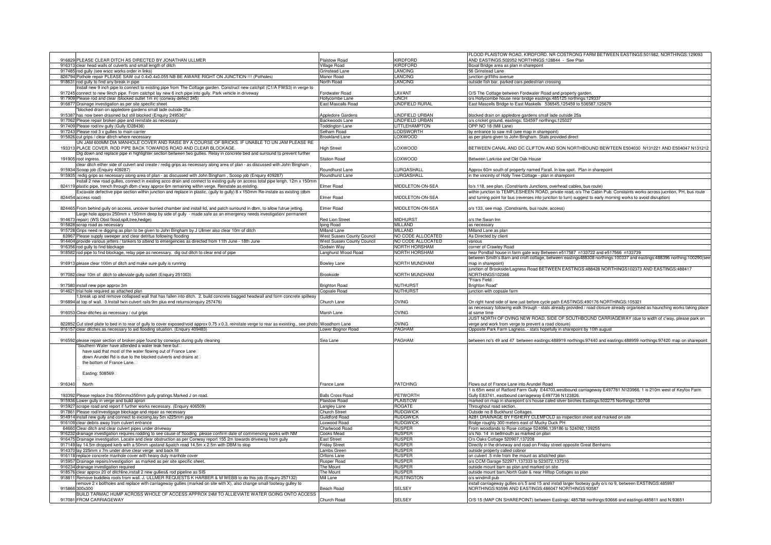| | | | | |
|---|---|---|---|---|
| 916829 | PLEASE CLEAR DITCH AS DIRECTED BY JONATHAN ULLMER | Plaistow Road | KIRDFORD | FLOOD PLAISTOW ROAD, KIRDFORD. NR COSTRONG FARM BETWEEN EASTINGS:501982, NORTHINGS:129093 AND EASTINGS:502052 NORTHINGS:128844 - See Plan |
| 916313 | clear head walls of culverts and small length of ditch | Village Road | KIRDFORD | Boxal Bridge area as plan in sharepoint |
| 917485 | rod gully (see wscc works order in links) | Grinstead Lane | LANCING | 56 Grinstead Lane |
| 826794 | Pothole repair PLEASE SAW cut 0.4x0.4x0.055 NB BE AWARE RIGHT ON JUNCTION !!! (Potholes) | Manor Road | LANCING | junction griffiths avenue |
| 918631 | rod gully to find any break in pipe | North Road | LANCING | outside fish bar, parked cars pedestrian crossing |
| 917245 | Install new 9 inch pipe to connect to existing pipe from The Cottage garden. Construct new catchpit (C1/A FWS3) in verge to connect to new 9inch pipe. From catchpit lay new 6 inch pipe into gully. Park vehicle in driveway | Fordwater Road | LAVANT | O/S The Cottage between Fordwater Road and property garden. |
| 917909 | Please rod and clear (blocked outlet 1m in) (conway defect 345) | Hollycombe Lane | LINCH | o/s Hollycombe house near bridge eastings:485125 northings:129337 |
| 916877 | Drainage investigation as per site specific sheet | East Mascalls Road | LINDFIELD RURAL | East Mascells Bridge to East Maskells 536545,125459 to 536587,125679 |
| 915387 | "blocked drain on appledore gardens small lade outside 25a has now been drained but still blocked (Enquiry 249536)" | Appledore Gardens | LINDFIELD URBAN | blocked drain on appledore gardens small lade outside 25a |
| 917062 | Please repair broken pipe and reinstate as necessary | Backwoods Lane | LINDFIELD URBAN | o/s cricket ground, eastings: 534597 northings:125027 |
| 917409 | Please rod/inv gully (Gully ID28436) | Toddington Lane | LITTLEHAMPTON | OPP NO 18 (Mill Lane) |
| 917243 | Please rod 3 x gullies to main carrier | Selham Road | LODSWORTH | by entrance to saw mill (see map in sharepoint) |
| 915826 | cut grips / clear ditch where necessary | Brookland Lane | LOXWOOD | as per plans given to John Bingham. Stats provided direct |
| 193313 | UN JAM 600MM DIA MANHOLE COVER AND RAISE BY A COURSE OF BRICKS. IF UNABLE TO UN JAM PLEASE RE PLACE COVER. ROD PIPE BACK TOWARDS ROAD AND CLEAR BLOCKAGE. | High Street | LOXWOOD | BETWEEN CANAL AND DC CLIFTON AND SON NORTHBOUND BEWTEEN E504030 N131221 AND E504047 N131212 |
| 191905 | Dig down and replace pipe in highlighter section between two gullies. Relay in concrete bed and surround to prevent further root ingress. | Station Road | LOXWOOD | Between Larkrise and Old Oak House |
| 915934 | clear ditch either side of culvert and create / redig grips as necessary along area of plan - as discussed with John Bingham , Scoop job (Enquiry 409287) | Roundhurst Lane | LURGASHALL | Approx 60m south of property named Farall. In low spot. Plan in sharepoint |
| 915935 | redig grips as necessary along area of plan - as discussed with John Bingham , Scoop job (Enquiry 409287) | Roundhurst Lane | LURGASHALL | in the vincinity of Holly Tree Cottage - plan in sharepoint |
| 824119 | Install 2 new road gullies, connect in existing acco drain and connect to existing gully on access total pipe lengh, 12m x 150mm plastic pipe, trench through dbm c/way approx 6m remaining within verge. Reinstate as existing. | Elmer Road | MIDDLETON-ON-SEA | fo/s 118, see plan, (Constriants Junctions, overhead cables, bus route) |
| 824454 | Excavate defective pipe section within junction and replace in plastic, (gully to gully) 8 x 150mm Re-instate as existing (dbm access road) | Elmer Road | MIDDLETON-ON-SEA | within junction to TEMPLESHEEN ROAD, private road, o/s The Cabin Pub. Constaints works across jucntion, PH, bus route and turning point for bus (reverses into junciton to turn) suggest to early morning works to avoid disruption) |
| 824465 | From behind gully on access, uncover burried chamber and install lid, and patch surround in dbm, to allow futrue jetting. | Elmer Road | MIDDLETON-ON-SEA | o/s 133, see map. (Constraints, bus route, access) |
| 914673 | Large hole approx 250mm x 150mm deep by side of gully - made safe as an emergency needs investigation/ permanent repair) (WS Obst flood,spill,tree,hedge) | Red Lion Street | MIDHURST | o/s the Swan Inn |
| 915828 | scrap road as necessary | Iping Road | MILLAND | as necessary |
| 915728 | Grips need re digging as plan to be given to John Bingham by J Ullmer also clear 10m of ditch | Milland Lane | MILLAND | Milland Lane as plan |
| 63967 | Please supply sweeper and clear detritus following flooding | West Sussex County Council | NO CODE ALLOCATED | As Directed by client |
| 914404 | provide various jetters / tankers to attend to emergencies as directed from 11th June - 18th June | West Sussex County Council | NO CODE ALLOCATED | various |
| 916356 | rod gully to find blockage | Godwin Way | NORTH HORSHAM | corner of Crawley Road |
| 918582 | rod pipe to find blockage, relay pipe as necessary. dig out ditch to clear end of pipe | Langhurst Wood Road | NORTH HORSHAM | near Pondtail house in farm gate way Between e517587 n133722 and e517566 n133739 |
| 916913 | please clear 100m of ditch and make sure gully is running | Bowley Lane | NORTH MUNDHAM | between Smith's Barn and croft cottage, between eastings488308 northings:100337 and eastings:488396 northing:100290(see map in sharepoint) |
| 917082 | clear 10m of ditch to alleiviate gully outlett (Enquiry 251003) | Brookside | NORTH MUNDHAM | junction of Brookside/Lagness Road BETWEEN EASTINGS:488428 NORTHINGS102373 AND EASTINGS:488417 NORTHINGS102366 |
| 917580 | install new pipe approx 3m | Brighton Road | NUTHURST | "Friars Field Brighton Road" |
| 914621 | trial hole required as attached plan | Copsale Road | NUTHURST | junction with copsale farm |
| 916894 | 1.break up and remove collapsed wall that has fallen into ditch, 2. build concrete bagged headwall and form concrete spillway at top of wall. 3.Install twin culvert rails 9m plus end returns(enquiry 257476) | Church Lane | OVING | On right hand side of lane just before cycle path EASTINGS:490176 NORTHINGS:105321 |
| 916053 | Clear ditches as necessary / cut grips | Marsh Lane | OVING | as necessary following walk through - stats already provided / road closure already organised as haunching works taking place at same time |
| 822852 | Cut steel plate to bed in to rear of gully to cover exposed/void approx 0.75 x 0.3, reinstate verge to rear as exsisting., see photo | Woodhorn Lane | OVING | JUST NORTH OF OVING NEW ROAD, SIDE OF SOUTHBOUND CARRIAGEWAY (due to width of c'way, please park on verge and work from verge to prevent a road closure) |
| 916157 | clear ditches as necessary to aid flooding situation. (Enquiry 409483) | Lower Bognor Road | PAGHAM | Opposite Park Farm Lagness. - stats hopefully in sharepoint by 10th august |
| 916592 | please repair section of broken pipe found by conways during gully cleaning | Sea Lane | PAGHAM | between no's 49 and 47 between eastings:488919 northings:97440 and eastings:488959 northings:97420 map on sharepoint |
| 916340 | "Southern Water have attended a water leak here but have said that most of the water flowing out of France Lane down Arundel Rd is due to the blocked culverts and drains at the bottom of France Lane. Easting: 508569 North | France Lane | PATCHING | Flows out of France Lane into Arundel Road |
| 193392 | Please replace 2no 550mmx350mm gully gratings.Marked J on road. | Balls Cross Road | PETWORTH | 1 is 65m west of Ratford Farm Gully E44703,westbound carriageway E497761 N123966. 1 is 210m west of Keyfox Farm Gully E83741, eastbound carriageway E497736 N123826. |
| 915936 | Lower gully in verge and build apron | Plaistow Road | PLAISTOW | marked on map in sharepoint o/s house caled silver birches Eastings:502275 Northings:130708 |
| 915927 | scrape road and report if further works necessary. (Enquiry 406509) | Langley Lane | ROGATE | Throughout road section. |
| 917861 | Please rod/investigage blockage and repair as necessary | Church Street | RUDGWICK | Outside no 8 Buckhurst Cottages. |
| 914914 | install new gully and connect to excising,lay 5m x225mm pipe | Guildford Road | RUDGWICK | A281 DRAINAGE BY FISHERY CLEMFOLD as inspection sheet and marked on site |
| 916109 | clear debris away from culvert entrance | Loxwood Road | RUDGWICK | Bridge roughly 300 meters east of Mucky Duck PH |
| 64660 | Clear ditch and clear culvert pipes under driveway | Charlwood Road | RUSPER | From woodlands to Rose cottage 524096,139186 to 524092,139255 |
| 916232 | drainage investigation requires rodding to see cause of flooding please confirm date of commencing works with NM | Cooks Mead | RUSPER | o/s No. 14 in bellmouth as marked on plan |
| 916475 | Drainage investigation. Locate and clear obstruction as per Conway report 155 2m towards driveway from gully | East Street | RUSPER | O/s Oaks Cottage 520907,137208 |
| 917149 | lay 14.5m dropped kerb with a 50mm upstand &patch road 14.5m x 2.5m with DBM to stop | Friday Street | RUSPER | Directly in the driveway and road on Friday street opposite Great Benhams |
| 914370 | lay 225mm x 7m under drive clear verge and back fill | Lambs Green | RUSPER | outside property called cobnor |
| 916118 | replace concrete manhole cover with heavy duty manhole cover | Orltons Lane | RUSPER | on culvert .5 mile from the mount as attatched plan |
| 915957 | Drainage repairs/investigation as marked as per site specific sheet. | Rusper Road | RUSPER | o/s CCM Garage 522971,137333 to 523072,137316 |
| 916234 | drainage investigation required | The Mount | RUSPER | outside mount barn as plan and marked on site |
| 918576 | clear approx 20 of ditchline,install 2 new gullies& rod pipeline as SIS | The Mount | RUSPER | outside mount barn,North Gate & near Hilltop Cottages as plan |
| 918811 | Remove buddleia roots from wall. J. ULLMER REQUESTS K HARBER & M WEBB to do this job (Enquiry 257132) | Mill Lane | RUSTINGTON | o/s windmill pub |
| 915866 | remove 2 x boltholes and replace with carriageway gullies (marked on site with X), also change small footway gulley to 300x300 | Beach Road | SELSEY | install carriageway gullies o/s 5 and 15 and install larger footway gully o/s no 9, between EASTINGS:485997 NORTHINGS:93596 AND EASTINGS:486047 NORTHINGS:93587 |
| 917081 | BUILD TARMAC HUMP ACROSS WHOLE OF ACCESS APPROX 24M TO ALLIEVIATE WATER GOING ONTO ACCESS FROM CARRIAGEWAY | Church Road | SELSEY | O/S 15 (MAP ON SHAREPOINT) between Eastings: 485788 northings:93666 and eastings:485811 and N:93651 |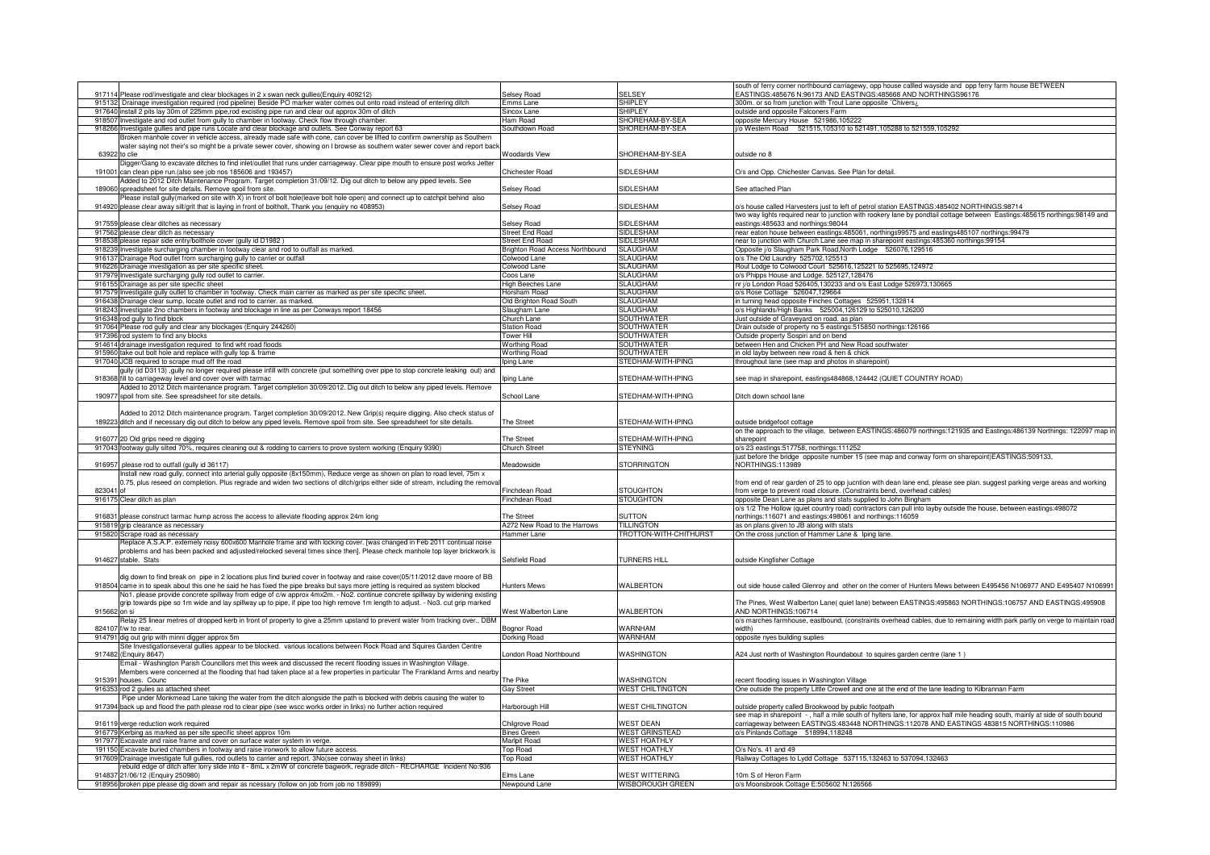| | | | | |
|---|---|---|---|---|
| 917114 | Please rod/investigate and clear blockages in 2 x swan neck gullies(Enquiry 409212) | Selsey Road | SELSEY | south of ferry corner northbound carriagewy, opp house callled wayside and opp ferry farm house BETWEEN EASTINGS:485676 N:96173 AND EASTINGS:485668 AND NORTHINGS96176 |
| 915132 | Drainage investigation required (rod pipeline) Beside PO marker water comes out onto road instead of entering ditch | Emms Lane | SHIPLEY | 300m. or so from junction with Trout Lane opposite `Chivers¿ |
| 917640 | Install 2 pits lay 30m of 225mm pipe,rod excisting pipe run and clear out approx 30m of ditch | Sincox Lane | SHIPLEY | outside and opposite Falconers Farm |
| 918507 | Investigate and rod outlet from gully to chamber in footway. Check flow through chamber. | Ham Road | SHOREHAM-BY-SEA | opposite Mercury House 521986,105222 |
| 918266 | Investigate gullies and pipe runs Locate and clear blockage and outlets. See Conway report 63 | Southdown Road | SHOREHAM-BY-SEA | j/o Western Road 521515,105310 to 521491,105288 to 521559,105292 |
| 63922 | Broken manhole cover in vehicle access, already made safe with cone, can cover be lifted to confirm ownership as Southern water saying not their's so might be a private sewer cover, showing on I browse as southern water sewer cover and report back to clie | Woodards View | SHOREHAM-BY-SEA | outside no 8 |
| 191001 | Digger/Gang to excavate ditches to find inlet/outlet that runs under carriageway. Clear pipe mouth to ensure post works Jetter can clean pipe run.(also see job nos 185606 and 193457) | Chichester Road | SIDLESHAM | O/s and Opp. Chichester Canvas. See Plan for detail. |
| 189060 | Added to 2012 Ditch Maintenance Program. Target completion 31/09/12. Dig out ditch to below any piped levels. See spreadsheet for site details. Remove spoil from site. | Selsey Road | SIDLESHAM | See attached Plan |
| 914920 | Please install gully(marked on site with X) in front of bolt hole(leave bolt hole open) and connect up to catchpit behind also please clear away silt/grit that is laying in front of bolthot, Thank you (enquiry no 408953) | Selsey Road | SIDLESHAM | o/s house called Harvesters just to left of petrol station EASTINGS:485402 NORTHINGS:98714 |
| 917559 | please clear ditches as necessary | Selsey Road | SIDLESHAM | two way lights required near to junction with rookery lane by pondtail cottage between Eastings:485615 northings:98149 and eastings:485633 and northings:98044 |
| 917562 | please clear ditch as necessary | Street End Road | SIDLESHAM | near eaton house between eastings:485061, northings99575 and eastings485107 northings:99479 |
| 918538 | please repair side entry/bolthole cover (gully id D1982 ) | Street End Road | SIDLESHAM | near to junction with Church Lane see map in sharepoint eastings:485360 northings:99154 |
| 918239 | Investigate surcharging chamber in footway clear and rod to outfall as marked. | Brighton Road Access Northbound | SLAUGHAM | Opposite j/o Slaugham Park Road,North Lodge 526076,129516 |
| 916137 | Drainage Rod outlet from surcharging gully to carrier or outfall | Colwood Lane | SLAUGHAM | o/s The Old Laundry 525702,125513 |
| 916226 | Drainage investigation as per site specific sheet. | Colwood Lane | SLAUGHAM | Rout Lodge to Colwood Court 525616,125221 to 525695,124972 |
| 917979 | Investigate surcharging gully rod outlet to carrier. | Coos Lane | SLAUGHAM | o/s Phipps House and Lodge. 525127,128476 |
| 916155 | Drainage as per site specific sheet | High Beeches Lane | SLAUGHAM | nr j/o London Road 526405,130233 and o/s East Lodge 526973,130665 |
| 917579 | Investigate gully outlet to chamber in footway. Check main carrier as marked as per site specific sheet. | Horsham Road | SLAUGHAM | o/s Rose Cottage 526047,129664 |
| 916438 | Drainage clear sump, locate outlet and rod to carrier. as marked. | Old Brighton Road South | SLAUGHAM | in turning head opposite Finches Cottages 525951,132814 |
| 918243 | Investigate 2no chambers in footway and blockage in line as per Conways report 18456 | Slaugham Lane | SLAUGHAM | o/s Highlands/High Banks 525004,126129 to 525010,126200 |
| 916348 | rod gully to find block | Church Lane | SOUTHWATER | Just outside of Graveyard on road. as plan |
| 917064 | Please rod gully and clear any blockages (Enquiry 244260) | Station Road | SOUTHWATER | Drain outside of property no 5 eastings:515850 northings:126166 |
| 917396 | rod system to find any blocks | Tower Hill | SOUTHWATER | Outside property Sospiri and on bend |
| 914614 | drainage investigation required to find wht road floods | Worthing Road | SOUTHWATER | between Hen and Chicken PH and New Road southwater |
| 915960 | take out bolt hole and replace with gully top & frame | Worthing Road | SOUTHWATER | in old layby between new road & hen & chick |
| 917040 | JCB required to scrape mud off the road | Iping Lane | STEDHAM-WITH-IPING | throughout lane (see map and photos in sharepoint) |
| 918368 | gully (id D3113) ,gully no longer required please infill with concrete (put something over pipe to stop concrete leaking out) and fill to carriageway level and cover with tarmac | Iping Lane | STEDHAM-WITH-IPING | see map in sharepoint, eastings484868,124442 (QUIET COUNTRY ROAD) |
| 190977 | Added to 2012 Ditch maintenance program. Target completion 30/09/2012. Dig out ditch to below any piped levels. Remove spoil from site. See spreadsheet for site details. | School Lane | STEDHAM-WITH-IPING | Ditch down school lane |
| 189223 | Added to 2012 Ditch maintenance program. Target completion 30/09/2012. New Grip(s) require digging. Also check status of ditch and if necessary dig out ditch to below any piped levels. Remove spoil from site. See spreadsheet for site details. | The Street | STEDHAM-WITH-IPING | outside bridgefoot cottage |
| 916077 | 20 Old grips need re digging | The Street | STEDHAM-WITH-IPING | on the approach to the village, between EASTINGS:486079 northings:121935 and Eastings:486139 Northings: 122097 map in sharepoint |
| 917043 | footway gully silted 70%, requires cleaning out & rodding to carriers to prove system working (Enquiry 9390) | Church Street | STEYNING | o/s 23 eastings:517758, northings:111252 |
| 916957 | please rod to outfall (gully id 36117) | Meadowside | STORRINGTON | just before the bridge opposite number 15 (see map and conway form on sharepoint)EASTINGS:509133, NORTHINGS:113989 |
| 823041 | Install new road gully, connect into arterial gully opposite (8x150mm), Reduce verge as shown on plan to road level, 75m x 0.75, plus reseed on completion. Plus regrade and widen two sections of ditch/grips either side of stream, including the removal of | Finchdean Road | STOUGHTON | from end of rear garden of 25 to opp jucntion with dean lane end, please see plan. suggest parking verge areas and working from verge to prevent road closure. (Constraints bend, overhead cables) |
| 916175 | Clear ditch as plan | Finchdean Road | STOUGHTON | opposite Dean Lane as plans and stats supplied to John Bingham |
| 916831 | please construct tarmac hump across the access to alleviate flooding approx 24m long | The Street | SUTTON | o/s 1/2 The Hollow (quiet country road) contractors can pull into layby outside the house, between eastings:498072 northings:116071 and eastings:498061 and northings:116059 |
| 915819 | grip clearance as necessary | A272 New Road to the Harrows | TILLINGTON | as on plans given to JB along with stats |
| 915820 | Scrape road as necessary | Hammer Lane | TROTTON-WITH-CHITHURST | On the cross junction of Hammer Lane & Iping lane. |
| 914627 | Replace A.S.A.P. extemely noisy 600x600 Manhole frame and with locking cover. [was changed in Feb 2011 continual noise problems and has been packed and adjusted/relocked several times since then]. Please check manhole top layer brickwork is stable. Stats | Selsfield Road | TURNERS HILL | outside Kingfisher Cottage |
| 918504 | dig down to find break on pipe in 2 locations plus find buried cover in footway and raise cover(05/11/2012 dave moore of BB came in to speak about this one he said he has fixed the pipe breaks but says more jetting is required as system blocked | Hunters Mews | WALBERTON | out side house called Glenroy and other on the corner of Hunters Mews between E495456 N106977 AND E495407 N106991 |
| 915662 | No1. please provide concrete spillway from edge of c/w approx 4mx2m. - No2. continue concrete spillway by widening existing grip towards pipe so 1m wide and lay spillway up to pipe, if pipe too high remove 1m length to adjust. - No3. cut grip marked on si | West Walberton Lane | WALBERTON | The Pines, West Walberton Lane( quiet lane) between EASTINGS:495863 NORTHINGS:106757 AND EASTINGS:495908 AND NORTHINGS:106714 |
| 824107 | Relay 25 linear metres of dropped kerb in front of property to give a 25mm upstand to prevent water from tracking over., DBM f/w to rear. | Bognor Road | WARNHAM | o/s marches farmhouse, eastbound, (constraints overhead cables, due to remaining width park partly on verge to maintain road width) |
| 914791 | dig out grip with minni digger approx 5m | Dorking Road | WARNHAM | opposite nyes building suplies |
| 917482 | Site Investigationseveral gullies appear to be blocked. various locations between Rock Road and Squires Garden Centre (Enquiry 8647) | London Road Northbound | WASHINGTON | A24 Just north of Washington Roundabout to squires garden centre (lane 1 ) |
| 915391 | Email - Washington Parish Councillors met this week and discussed the recent flooding issues in Washington Village. Members were concerned at the flooding that had taken place at a few properties in particular The Frankland Arms and nearby houses. Counc | The Pike | WASHINGTON | recent flooding issues in Washington Village |
| 916353 | rod 2 gulies as attached sheet | Gay Street | WEST CHILTINGTON | One outside the property Little Crowell and one at the end of the lane leading to Kilbrannan Farm |
| 917394 | Pipe under Monkmead Lane taking the water from the ditch alongside the path is blocked with debris causing the water to back up and flood the path please rod to clear pipe (see wscc works order in links) no further action required | Harborough Hill | WEST CHILTINGTON | outside property called Brookwood by public footpath |
| 916119 | verge reduction work required | Chilgrove Road | WEST DEAN | see map in sharepoint - , half a mile south of hylters lane, for approx half mile heading south, mainly at side of south bound carriageway between EASTINGS:483448 NORTHINGS:112078 AND EASTINGS 483815 NORTHINGS:110986 |
| 916779 | Kerbing as marked as per site specific sheet approx 10m | Bines Green | WEST GRINSTEAD | o/s Pinlands Cottage 518994,118248 |
| 917977 | Excavate and raise frame and cover on surface water system in verge. | Marlpit Road | WEST HOATHLY | |
| 191150 | Excavate buried chambers in footway and raise ironwork to allow future access. | Top Road | WEST HOATHLY | O/s No's. 41 and 49 |
| 917609 | Drainage investigate full gullies, rod outlets to carrier and report. 3No(see conway sheet in links) | Top Road | WEST HOATHLY | Railway Cottages to Lydd Cottage 537115,132463 to 537094,132463 |
| 914837 | rebuild edge of ditch after lorry slide into it - 8mL x 2mW of concrete bagwork, regrade ditch - RECHARGE Incident No:936 21/06/12 (Enquiry 250980) | Elms Lane | WEST WITTERING | 10m S of Heron Farm |
| 918956 | broken pipe please dig down and repair as ncessary (follow on job from job no 189899) | Newpound Lane | WISBOROUGH GREEN | o/s Moonsbrook Cottage E:505602 N:126566 |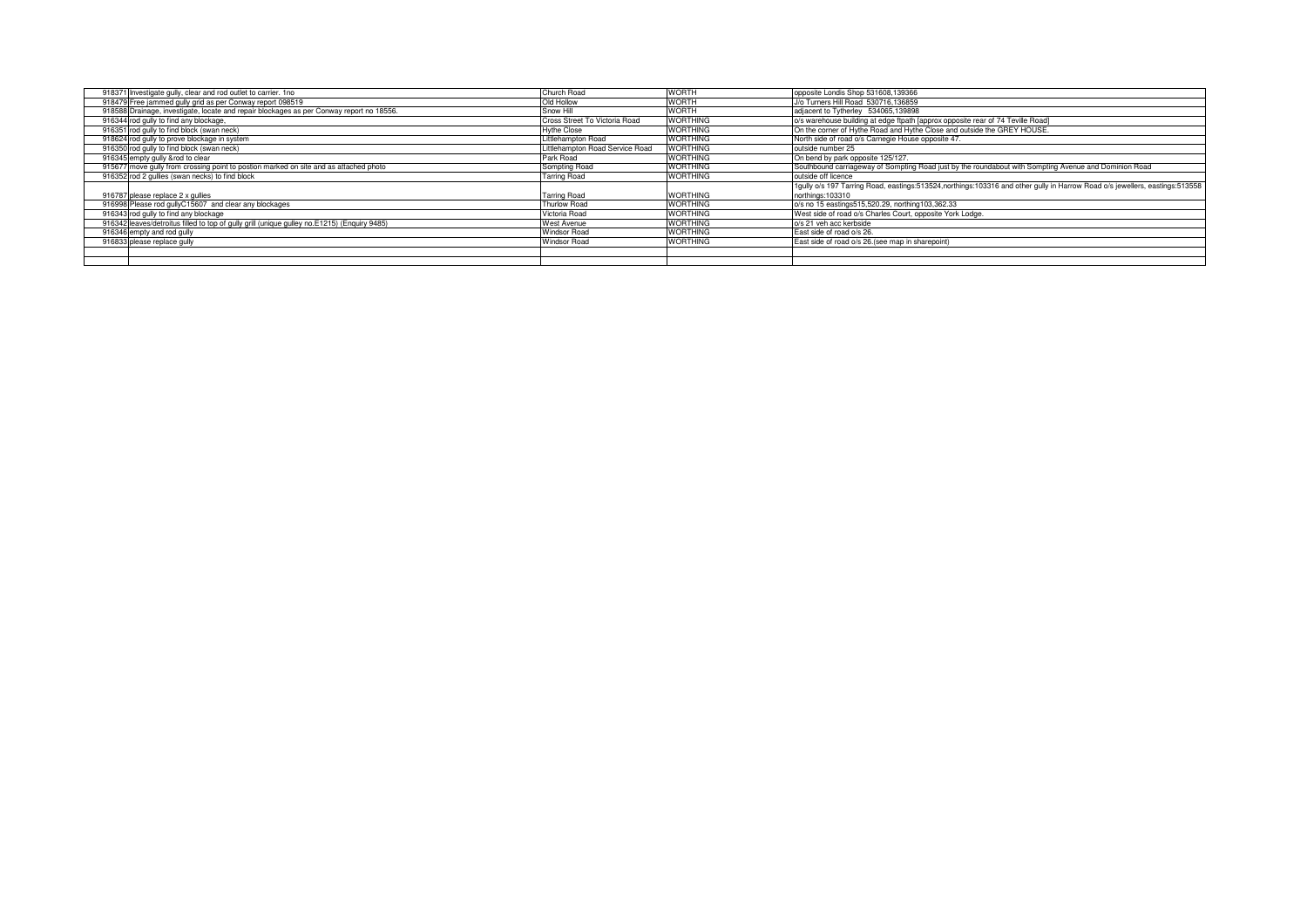| | | | | |
|---|---|---|---|---|
| 918371 | Investigate gully, clear and rod outlet to carrier. 1no | Church Road | WORTH | opposite Londis Shop 531608,139366 |
| 918479 | Free jammed gully grid as per Conway report 098519 | Old Hollow | WORTH | J/o Turners Hill Road 530716,136859 |
| 918588 | Drainage, investigate, locate and repair blockages as per Conway report no 18556. | Snow Hill | WORTH | adjacent to Tytherley 534065,139898 |
| 916344 | rod gully to find any blockage. | Cross Street To Victoria Road | WORTHING | o/s warehouse building at edge ftpath [approx opposite rear of 74 Teville Road] |
| 916351 | rod gully to find block (swan neck) | Hythe Close | WORTHING | On the corner of Hythe Road and Hythe Close and outside the GREY HOUSE. |
| 918624 | rod gully to prove blockage in system | Littlehampton Road | WORTHING | North side of road o/s Carnegie House opposite 47. |
| 916350 | rod gully to find block (swan neck) | Littlehampton Road Service Road | WORTHING | outside number 25 |
| 916345 | empty gully &rod to clear | Park Road | WORTHING | On bend by park opposite 125/127. |
| 915677 | move gully from crossing point to postion marked on site and as attached photo | Sompting Road | WORTHING | Southbound carriageway of Sompting Road just by the roundabout with Sompting Avenue and Dominion Road |
| 916352 | rod 2 gullies (swan necks) to find block | Tarring Road | WORTHING | outside off licence |
| 916787 | please replace 2 x gullies | Tarring Road | WORTHING | 1gully o/s 197 Tarring Road, eastings:513524,northings:103316 and other gully in Harrow Road o/s jewellers, eastings:513558 northings:103310 |
| 916998 | Please rod gullyC15607 and clear any blockages | Thurlow Road | WORTHING | o/s no 15 eastings515,520.29, northing103,362.33 |
| 916343 | rod gully to find any blockage | Victoria Road | WORTHING | West side of road o/s Charles Court, opposite York Lodge. |
| 916342 | leaves/detroitus filled to top of gully grill (unique gulley no.E1215) (Enquiry 9485) | West Avenue | WORTHING | o/s 21 veh acc kerbside |
| 916346 | empty and rod gully | Windsor Road | WORTHING | East side of road o/s 26. |
| 916833 | please replace gully | Windsor Road | WORTHING | East side of road o/s 26.(see map in sharepoint) |
| | | | | |
| | | | | |